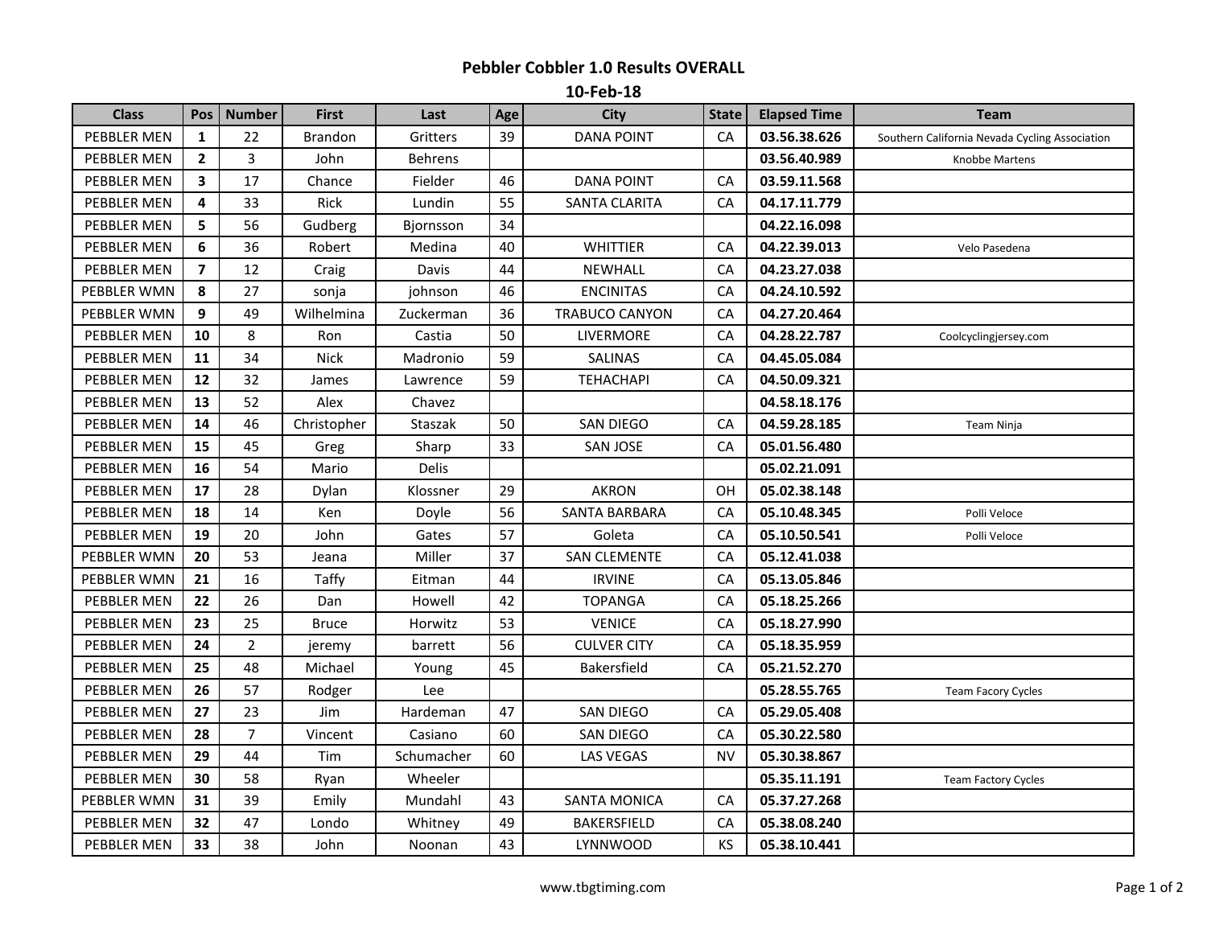# Pebbler Cobbler 1.0 Results OVERALL

## 10-Feb-18

| Class | Pos | Number | First | Last | Age | City | State | Elapsed Time | Team |
|---|---|---|---|---|---|---|---|---|---|
| PEBBLER MEN | **1** | 22 | Brandon | Gritters | 39 | DANA POINT | CA | **03.56.38.626** | Southern California Nevada Cycling Association |
| PEBBLER MEN | **2** | 3 | John | Behrens | | | | **03.56.40.989** | Knobbe Martens |
| PEBBLER MEN | **3** | 17 | Chance | Fielder | 46 | DANA POINT | CA | **03.59.11.568** | |
| PEBBLER MEN | **4** | 33 | Rick | Lundin | 55 | SANTA CLARITA | CA | **04.17.11.779** | |
| PEBBLER MEN | **5** | 56 | Gudberg | Bjornsson | 34 | | | **04.22.16.098** | |
| PEBBLER MEN | **6** | 36 | Robert | Medina | 40 | WHITTIER | CA | **04.22.39.013** | Velo Pasedena |
| PEBBLER MEN | **7** | 12 | Craig | Davis | 44 | NEWHALL | CA | **04.23.27.038** | |
| PEBBLER WMN | **8** | 27 | sonja | johnson | 46 | ENCINITAS | CA | **04.24.10.592** | |
| PEBBLER WMN | **9** | 49 | Wilhelmina | Zuckerman | 36 | TRABUCO CANYON | CA | **04.27.20.464** | |
| PEBBLER MEN | **10** | 8 | Ron | Castia | 50 | LIVERMORE | CA | **04.28.22.787** | Coolcyclingjersey.com |
| PEBBLER MEN | **11** | 34 | Nick | Madronio | 59 | SALINAS | CA | **04.45.05.084** | |
| PEBBLER MEN | **12** | 32 | James | Lawrence | 59 | TEHACHAPI | CA | **04.50.09.321** | |
| PEBBLER MEN | **13** | 52 | Alex | Chavez | | | | **04.58.18.176** | |
| PEBBLER MEN | **14** | 46 | Christopher | Staszak | 50 | SAN DIEGO | CA | **04.59.28.185** | Team Ninja |
| PEBBLER MEN | **15** | 45 | Greg | Sharp | 33 | SAN JOSE | CA | **05.01.56.480** | |
| PEBBLER MEN | **16** | 54 | Mario | Delis | | | | **05.02.21.091** | |
| PEBBLER MEN | **17** | 28 | Dylan | Klossner | 29 | AKRON | OH | **05.02.38.148** | |
| PEBBLER MEN | **18** | 14 | Ken | Doyle | 56 | SANTA BARBARA | CA | **05.10.48.345** | Polli Veloce |
| PEBBLER MEN | **19** | 20 | John | Gates | 57 | Goleta | CA | **05.10.50.541** | Polli Veloce |
| PEBBLER WMN | **20** | 53 | Jeana | Miller | 37 | SAN CLEMENTE | CA | **05.12.41.038** | |
| PEBBLER WMN | **21** | 16 | Taffy | Eitman | 44 | IRVINE | CA | **05.13.05.846** | |
| PEBBLER MEN | **22** | 26 | Dan | Howell | 42 | TOPANGA | CA | **05.18.25.266** | |
| PEBBLER MEN | **23** | 25 | Bruce | Horwitz | 53 | VENICE | CA | **05.18.27.990** | |
| PEBBLER MEN | **24** | 2 | jeremy | barrett | 56 | CULVER CITY | CA | **05.18.35.959** | |
| PEBBLER MEN | **25** | 48 | Michael | Young | 45 | Bakersfield | CA | **05.21.52.270** | |
| PEBBLER MEN | **26** | 57 | Rodger | Lee | | | | **05.28.55.765** | Team Facory Cycles |
| PEBBLER MEN | **27** | 23 | Jim | Hardeman | 47 | SAN DIEGO | CA | **05.29.05.408** | |
| PEBBLER MEN | **28** | 7 | Vincent | Casiano | 60 | SAN DIEGO | CA | **05.30.22.580** | |
| PEBBLER MEN | **29** | 44 | Tim | Schumacher | 60 | LAS VEGAS | NV | **05.30.38.867** | |
| PEBBLER MEN | **30** | 58 | Ryan | Wheeler | | | | **05.35.11.191** | Team Factory Cycles |
| PEBBLER WMN | **31** | 39 | Emily | Mundahl | 43 | SANTA MONICA | CA | **05.37.27.268** | |
| PEBBLER MEN | **32** | 47 | Londo | Whitney | 49 | BAKERSFIELD | CA | **05.38.08.240** | |
| PEBBLER MEN | **33** | 38 | John | Noonan | 43 | LYNNWOOD | KS | **05.38.10.441** | |

www.tbgtiming.com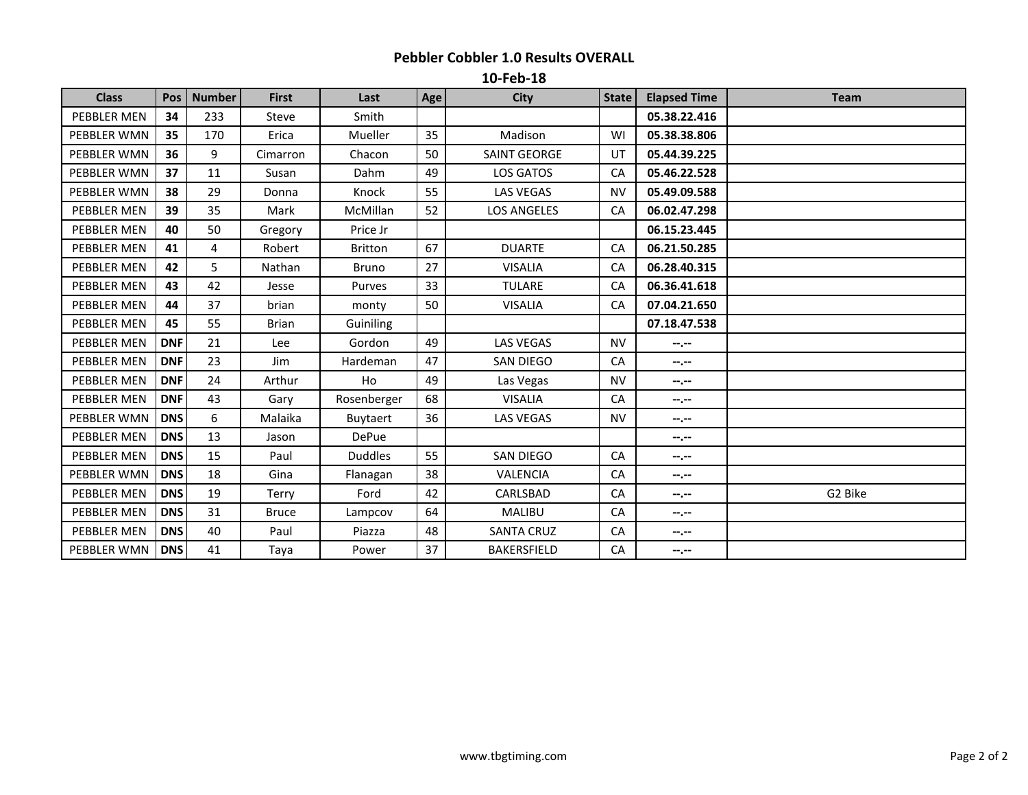## Pebbler Cobbler 1.0 Results OVERALL

**10-Feb-18**

| Class | Pos | Number | First | Last | Age | City | State | Elapsed Time | Team |
|---|---|---|---|---|---|---|---|---|---|
| PEBBLER MEN | **34** | 233 | Steve | Smith | | | | **05.38.22.416** | |
| PEBBLER WMN | **35** | 170 | Erica | Mueller | 35 | Madison | WI | **05.38.38.806** | |
| PEBBLER WMN | **36** | 9 | Cimarron | Chacon | 50 | SAINT GEORGE | UT | **05.44.39.225** | |
| PEBBLER WMN | **37** | 11 | Susan | Dahm | 49 | LOS GATOS | CA | **05.46.22.528** | |
| PEBBLER WMN | **38** | 29 | Donna | Knock | 55 | LAS VEGAS | NV | **05.49.09.588** | |
| PEBBLER MEN | **39** | 35 | Mark | McMillan | 52 | LOS ANGELES | CA | **06.02.47.298** | |
| PEBBLER MEN | **40** | 50 | Gregory | Price Jr | | | | **06.15.23.445** | |
| PEBBLER MEN | **41** | 4 | Robert | Britton | 67 | DUARTE | CA | **06.21.50.285** | |
| PEBBLER MEN | **42** | 5 | Nathan | Bruno | 27 | VISALIA | CA | **06.28.40.315** | |
| PEBBLER MEN | **43** | 42 | Jesse | Purves | 33 | TULARE | CA | **06.36.41.618** | |
| PEBBLER MEN | **44** | 37 | brian | monty | 50 | VISALIA | CA | **07.04.21.650** | |
| PEBBLER MEN | **45** | 55 | Brian | Guiniling | | | | **07.18.47.538** | |
| PEBBLER MEN | **DNF** | 21 | Lee | Gordon | 49 | LAS VEGAS | NV | **--.--** | |
| PEBBLER MEN | **DNF** | 23 | Jim | Hardeman | 47 | SAN DIEGO | CA | **--.--** | |
| PEBBLER MEN | **DNF** | 24 | Arthur | Ho | 49 | Las Vegas | NV | **--.--** | |
| PEBBLER MEN | **DNF** | 43 | Gary | Rosenberger | 68 | VISALIA | CA | **--.--** | |
| PEBBLER WMN | **DNS** | 6 | Malaika | Buytaert | 36 | LAS VEGAS | NV | **--.--** | |
| PEBBLER MEN | **DNS** | 13 | Jason | DePue | | | | **--.--** | |
| PEBBLER MEN | **DNS** | 15 | Paul | Duddles | 55 | SAN DIEGO | CA | **--.--** | |
| PEBBLER WMN | **DNS** | 18 | Gina | Flanagan | 38 | VALENCIA | CA | **--.--** | |
| PEBBLER MEN | **DNS** | 19 | Terry | Ford | 42 | CARLSBAD | CA | **--.--** | G2 Bike |
| PEBBLER MEN | **DNS** | 31 | Bruce | Lampcov | 64 | MALIBU | CA | **--.--** | |
| PEBBLER MEN | **DNS** | 40 | Paul | Piazza | 48 | SANTA CRUZ | CA | **--.--** | |
| PEBBLER WMN | **DNS** | 41 | Taya | Power | 37 | BAKERSFIELD | CA | **--.--** | |

www.tbgtiming.com